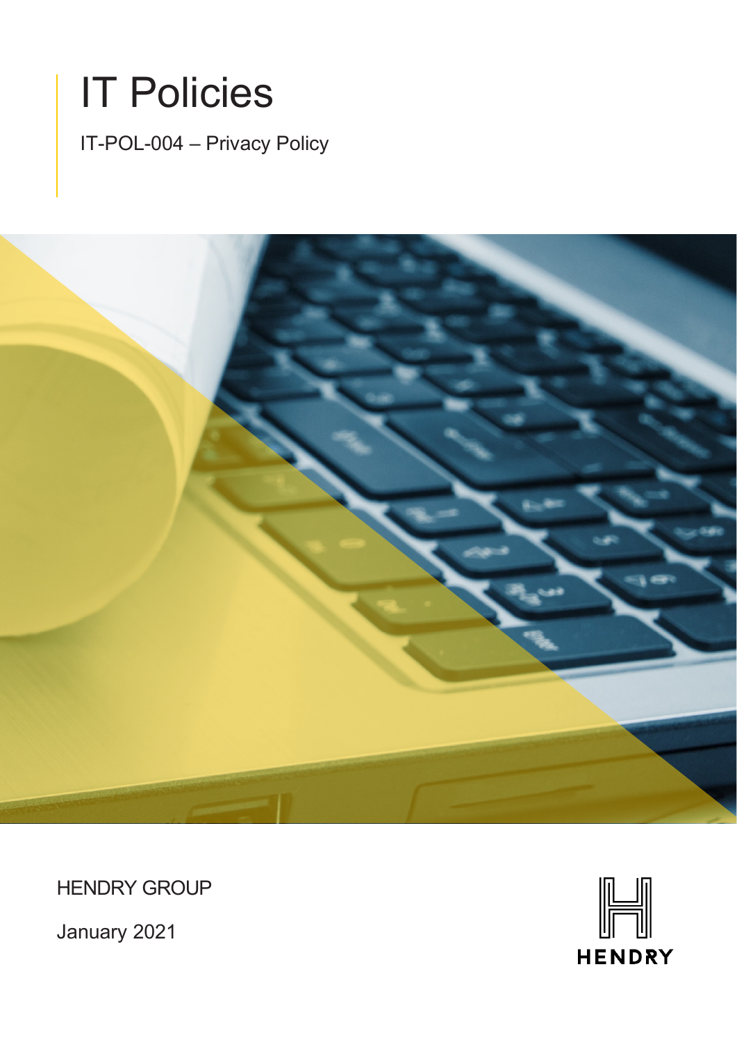# IT Policies

IT-POL-004 – Privacy Policy

HENDRY GROUP

January 2021

HENDRY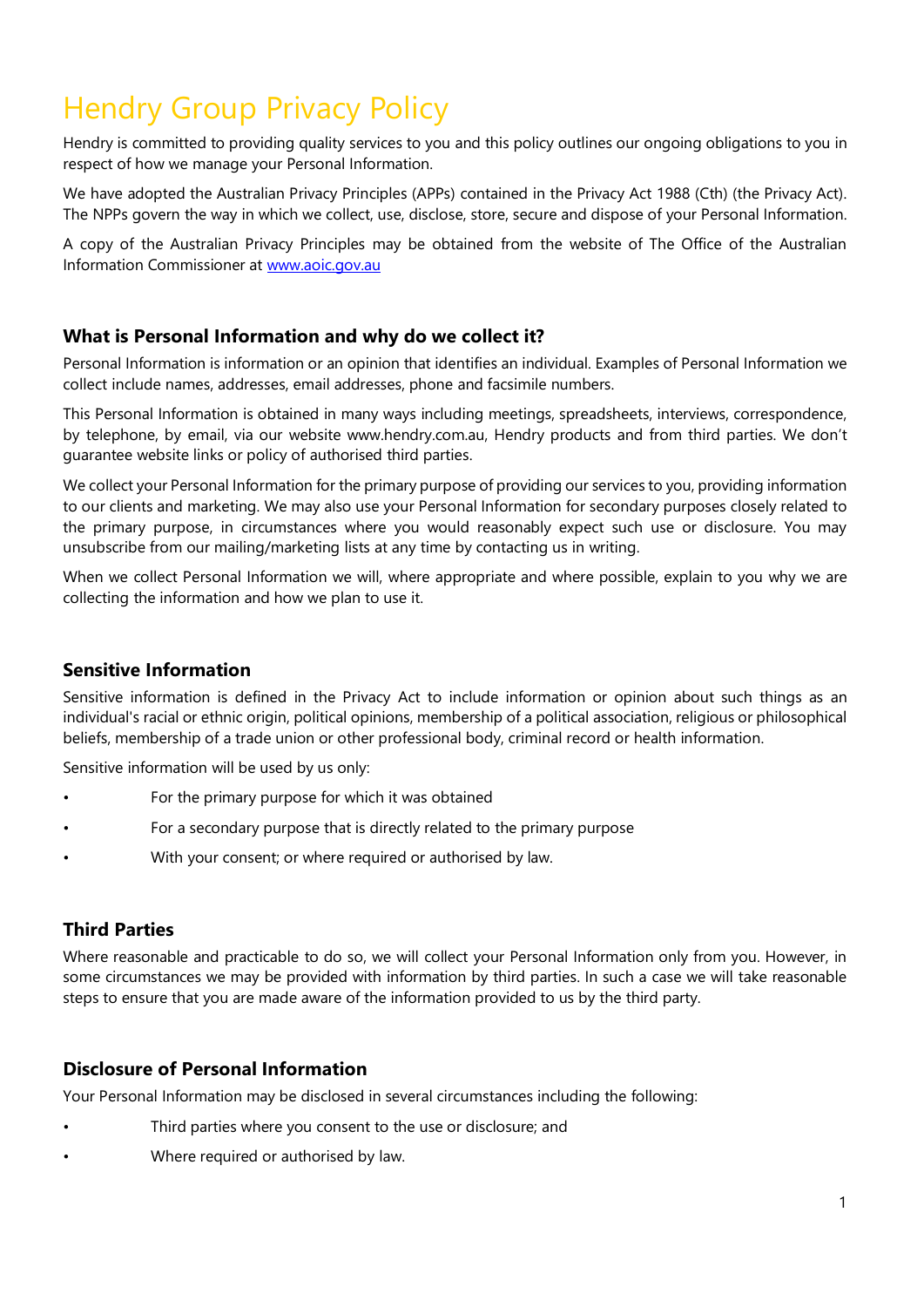# Hendry Group Privacy Policy

Hendry is committed to providing quality services to you and this policy outlines our ongoing obligations to you in respect of how we manage your Personal Information.

We have adopted the Australian Privacy Principles (APPs) contained in the Privacy Act 1988 (Cth) (the Privacy Act). The NPPs govern the way in which we collect, use, disclose, store, secure and dispose of your Personal Information.

A copy of the Australian Privacy Principles may be obtained from the website of The Office of the Australian Information Commissioner at [www.aoic.gov.au](http://www.aoic.gov.au)

### What is Personal Information and why do we collect it?

Personal Information is information or an opinion that identifies an individual. Examples of Personal Information we collect include names, addresses, email addresses, phone and facsimile numbers.

This Personal Information is obtained in many ways including meetings, spreadsheets, interviews, correspondence, by telephone, by email, via our website www.hendry.com.au, Hendry products and from third parties. We don't guarantee website links or policy of authorised third parties.

We collect your Personal Information for the primary purpose of providing our services to you, providing information to our clients and marketing. We may also use your Personal Information for secondary purposes closely related to the primary purpose, in circumstances where you would reasonably expect such use or disclosure. You may unsubscribe from our mailing/marketing lists at any time by contacting us in writing.

When we collect Personal Information we will, where appropriate and where possible, explain to you why we are collecting the information and how we plan to use it.

### Sensitive Information

Sensitive information is defined in the Privacy Act to include information or opinion about such things as an individual's racial or ethnic origin, political opinions, membership of a political association, religious or philosophical beliefs, membership of a trade union or other professional body, criminal record or health information.

Sensitive information will be used by us only:

- For the primary purpose for which it was obtained
- For a secondary purpose that is directly related to the primary purpose
- With your consent; or where required or authorised by law.

### Third Parties

Where reasonable and practicable to do so, we will collect your Personal Information only from you. However, in some circumstances we may be provided with information by third parties. In such a case we will take reasonable steps to ensure that you are made aware of the information provided to us by the third party.

### Disclosure of Personal Information

Your Personal Information may be disclosed in several circumstances including the following:

- Third parties where you consent to the use or disclosure; and
- Where required or authorised by law.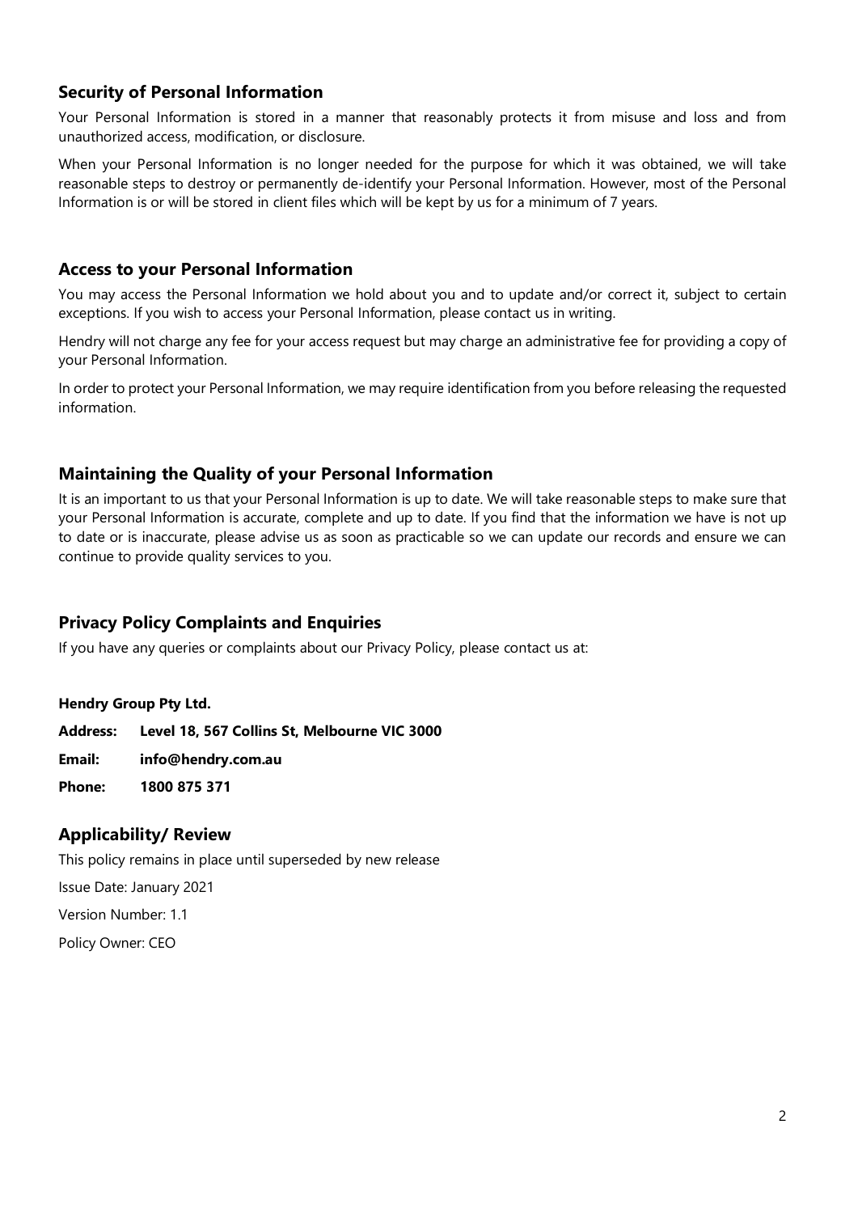## Security of Personal Information

Your Personal Information is stored in a manner that reasonably protects it from misuse and loss and from unauthorized access, modification, or disclosure.

When your Personal Information is no longer needed for the purpose for which it was obtained, we will take reasonable steps to destroy or permanently de-identify your Personal Information. However, most of the Personal Information is or will be stored in client files which will be kept by us for a minimum of 7 years.

## Access to your Personal Information

You may access the Personal Information we hold about you and to update and/or correct it, subject to certain exceptions. If you wish to access your Personal Information, please contact us in writing.

Hendry will not charge any fee for your access request but may charge an administrative fee for providing a copy of your Personal Information.

In order to protect your Personal Information, we may require identification from you before releasing the requested information.

## Maintaining the Quality of your Personal Information

It is an important to us that your Personal Information is up to date. We will take reasonable steps to make sure that your Personal Information is accurate, complete and up to date. If you find that the information we have is not up to date or is inaccurate, please advise us as soon as practicable so we can update our records and ensure we can continue to provide quality services to you.

## Privacy Policy Complaints and Enquiries

If you have any queries or complaints about our Privacy Policy, please contact us at:

**Hendry Group Pty Ltd.**

**Address: Level 18, 567 Collins St, Melbourne VIC 3000**

**Email: info@hendry.com.au**

**Phone: 1800 875 371**

## Applicability/ Review

This policy remains in place until superseded by new release

Issue Date: January 2021

Version Number: 1.1

Policy Owner: CEO